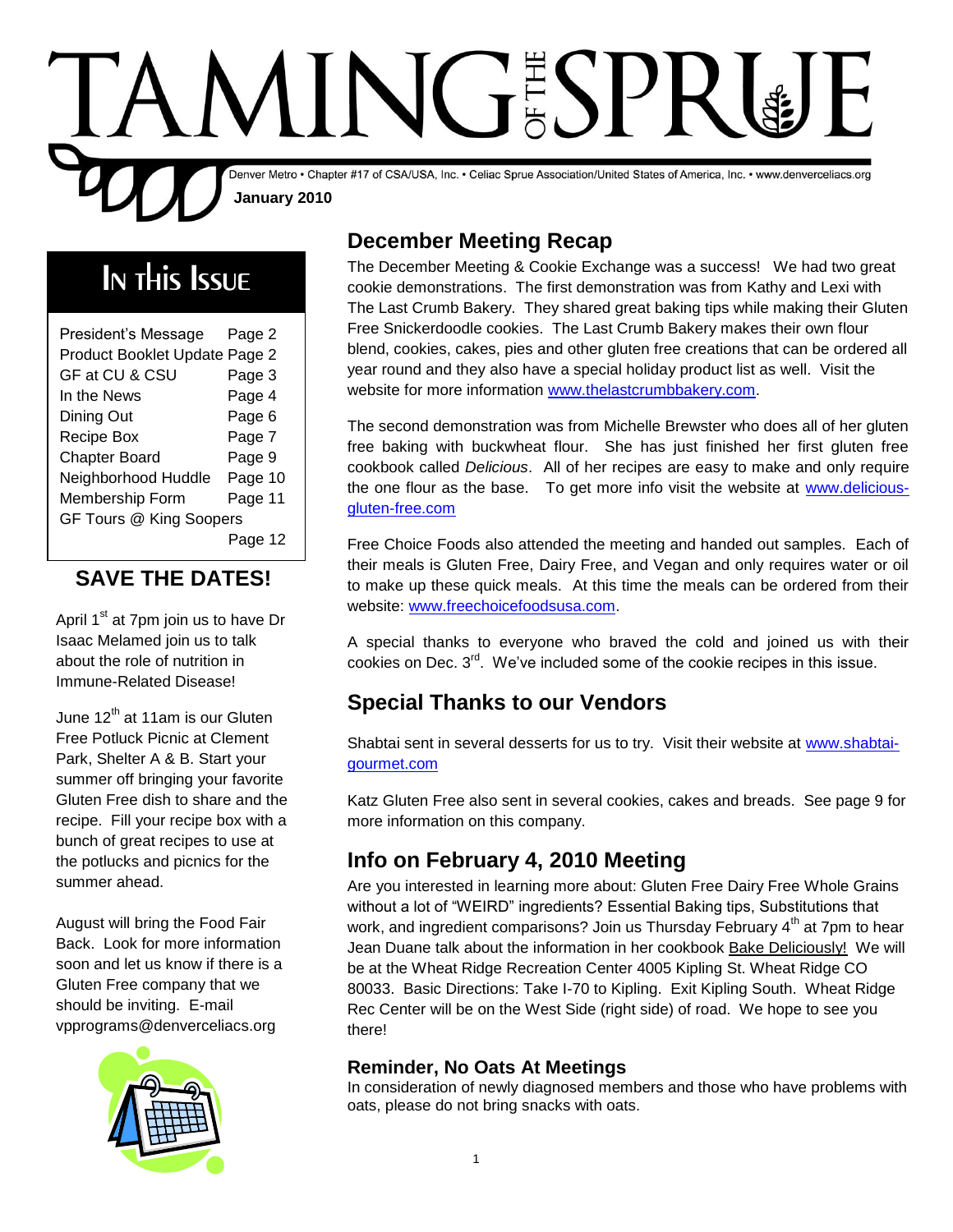# TAMING OF THE SPRUE

Denver Metro • Chapter #17 of CSA/USA, Inc. • Celiac Sprue Association/United States of America, Inc. • www.denverceliacs.org

**January 2010**

## In This Issue

| | |
|---|---|
| President's Message | Page 2 |
| Product Booklet Update | Page 2 |
| GF at CU & CSU | Page 3 |
| In the News | Page 4 |
| Dining Out | Page 6 |
| Recipe Box | Page 7 |
| Chapter Board | Page 9 |
| Neighborhood Huddle | Page 10 |
| Membership Form | Page 11 |
| GF Tours @ King Soopers | Page 12 |

## SAVE THE DATES!

April 1st at 7pm join us to have Dr Isaac Melamed join us to talk about the role of nutrition in Immune-Related Disease!

June 12th at 11am is our Gluten Free Potluck Picnic at Clement Park, Shelter A & B. Start your summer off bringing your favorite Gluten Free dish to share and the recipe. Fill your recipe box with a bunch of great recipes to use at the potlucks and picnics for the summer ahead.

August will bring the Food Fair Back. Look for more information soon and let us know if there is a Gluten Free company that we should be inviting. E-mail vpprograms@denverceliacs.org

## December Meeting Recap

The December Meeting & Cookie Exchange was a success! We had two great cookie demonstrations. The first demonstration was from Kathy and Lexi with The Last Crumb Bakery. They shared great baking tips while making their Gluten Free Snickerdoodle cookies. The Last Crumb Bakery makes their own flour blend, cookies, cakes, pies and other gluten free creations that can be ordered all year round and they also have a special holiday product list as well. Visit the website for more information www.thelastcrumbbakery.com.

The second demonstration was from Michelle Brewster who does all of her gluten free baking with buckwheat flour. She has just finished her first gluten free cookbook called *Delicious*. All of her recipes are easy to make and only require the one flour as the base. To get more info visit the website at www.delicious-gluten-free.com

Free Choice Foods also attended the meeting and handed out samples. Each of their meals is Gluten Free, Dairy Free, and Vegan and only requires water or oil to make up these quick meals. At this time the meals can be ordered from their website: www.freechoicefoodsusa.com.

A special thanks to everyone who braved the cold and joined us with their cookies on Dec. 3rd. We've included some of the cookie recipes in this issue.

## Special Thanks to our Vendors

Shabtai sent in several desserts for us to try. Visit their website at www.shabtai-gourmet.com

Katz Gluten Free also sent in several cookies, cakes and breads. See page 9 for more information on this company.

## Info on February 4, 2010 Meeting

Are you interested in learning more about: Gluten Free Dairy Free Whole Grains without a lot of "WEIRD" ingredients? Essential Baking tips, Substitutions that work, and ingredient comparisons? Join us Thursday February 4th at 7pm to hear Jean Duane talk about the information in her cookbook Bake Deliciously! We will be at the Wheat Ridge Recreation Center 4005 Kipling St. Wheat Ridge CO 80033. Basic Directions: Take I-70 to Kipling. Exit Kipling South. Wheat Ridge Rec Center will be on the West Side (right side) of road. We hope to see you there!

### Reminder, No Oats At Meetings

In consideration of newly diagnosed members and those who have problems with oats, please do not bring snacks with oats.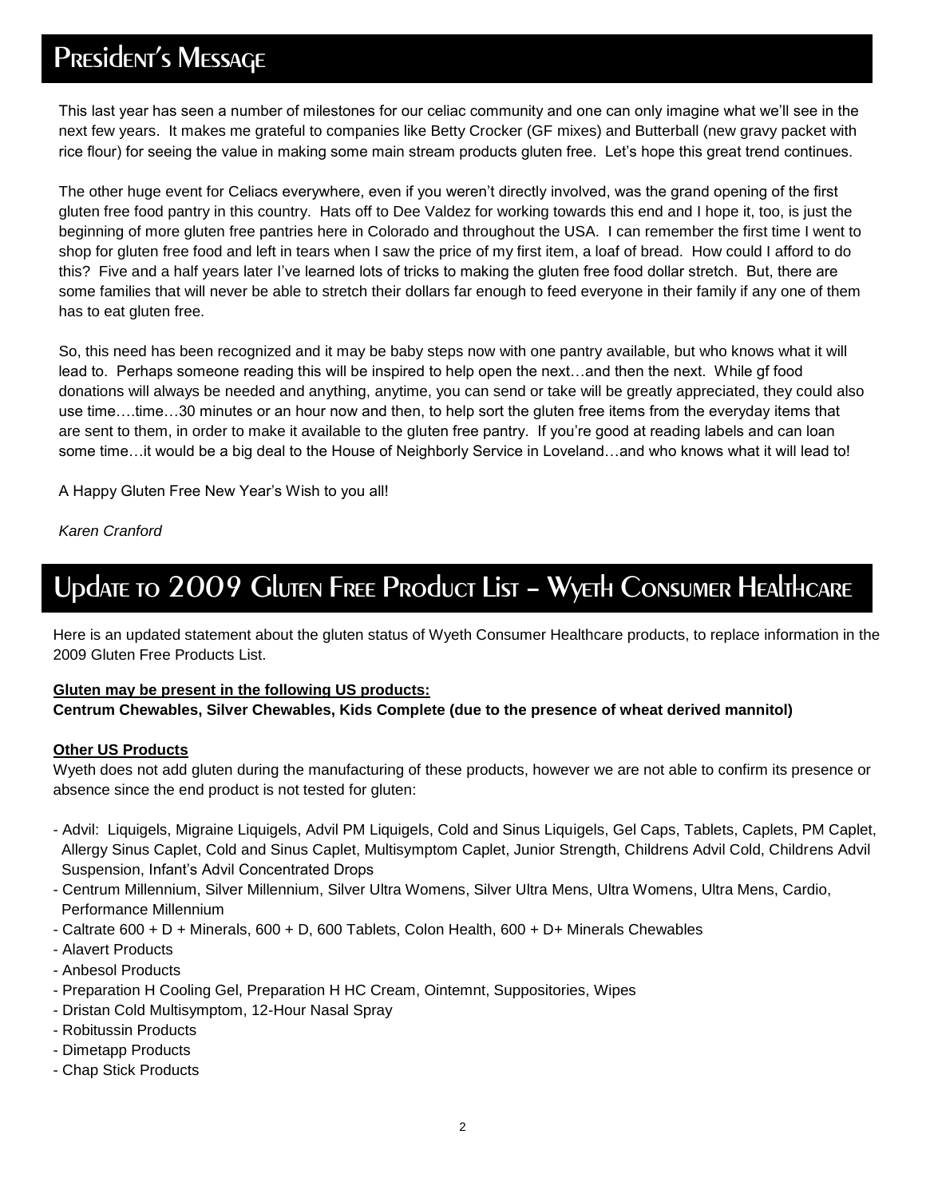# President's Message

This last year has seen a number of milestones for our celiac community and one can only imagine what we'll see in the next few years. It makes me grateful to companies like Betty Crocker (GF mixes) and Butterball (new gravy packet with rice flour) for seeing the value in making some main stream products gluten free. Let's hope this great trend continues.

The other huge event for Celiacs everywhere, even if you weren't directly involved, was the grand opening of the first gluten free food pantry in this country. Hats off to Dee Valdez for working towards this end and I hope it, too, is just the beginning of more gluten free pantries here in Colorado and throughout the USA. I can remember the first time I went to shop for gluten free food and left in tears when I saw the price of my first item, a loaf of bread. How could I afford to do this? Five and a half years later I've learned lots of tricks to making the gluten free food dollar stretch. But, there are some families that will never be able to stretch their dollars far enough to feed everyone in their family if any one of them has to eat gluten free.

So, this need has been recognized and it may be baby steps now with one pantry available, but who knows what it will lead to. Perhaps someone reading this will be inspired to help open the next…and then the next. While gf food donations will always be needed and anything, anytime, you can send or take will be greatly appreciated, they could also use time….time…30 minutes or an hour now and then, to help sort the gluten free items from the everyday items that are sent to them, in order to make it available to the gluten free pantry. If you're good at reading labels and can loan some time…it would be a big deal to the House of Neighborly Service in Loveland…and who knows what it will lead to!

A Happy Gluten Free New Year's Wish to you all!

*Karen Cranford*

# Update to 2009 Gluten Free Product List – Wyeth Consumer Healthcare

Here is an updated statement about the gluten status of Wyeth Consumer Healthcare products, to replace information in the 2009 Gluten Free Products List.

**Gluten may be present in the following US products:**
**Centrum Chewables, Silver Chewables, Kids Complete (due to the presence of wheat derived mannitol)**

**Other US Products**

Wyeth does not add gluten during the manufacturing of these products, however we are not able to confirm its presence or absence since the end product is not tested for gluten:

- Advil: Liquigels, Migraine Liquigels, Advil PM Liquigels, Cold and Sinus Liquigels, Gel Caps, Tablets, Caplets, PM Caplet, Allergy Sinus Caplet, Cold and Sinus Caplet, Multisymptom Caplet, Junior Strength, Childrens Advil Cold, Childrens Advil Suspension, Infant's Advil Concentrated Drops
- Centrum Millennium, Silver Millennium, Silver Ultra Womens, Silver Ultra Mens, Ultra Womens, Ultra Mens, Cardio, Performance Millennium
- Caltrate 600 + D + Minerals, 600 + D, 600 Tablets, Colon Health, 600 + D+ Minerals Chewables
- Alavert Products
- Anbesol Products
- Preparation H Cooling Gel, Preparation H HC Cream, Ointemnt, Suppositories, Wipes
- Dristan Cold Multisymptom, 12-Hour Nasal Spray
- Robitussin Products
- Dimetapp Products
- Chap Stick Products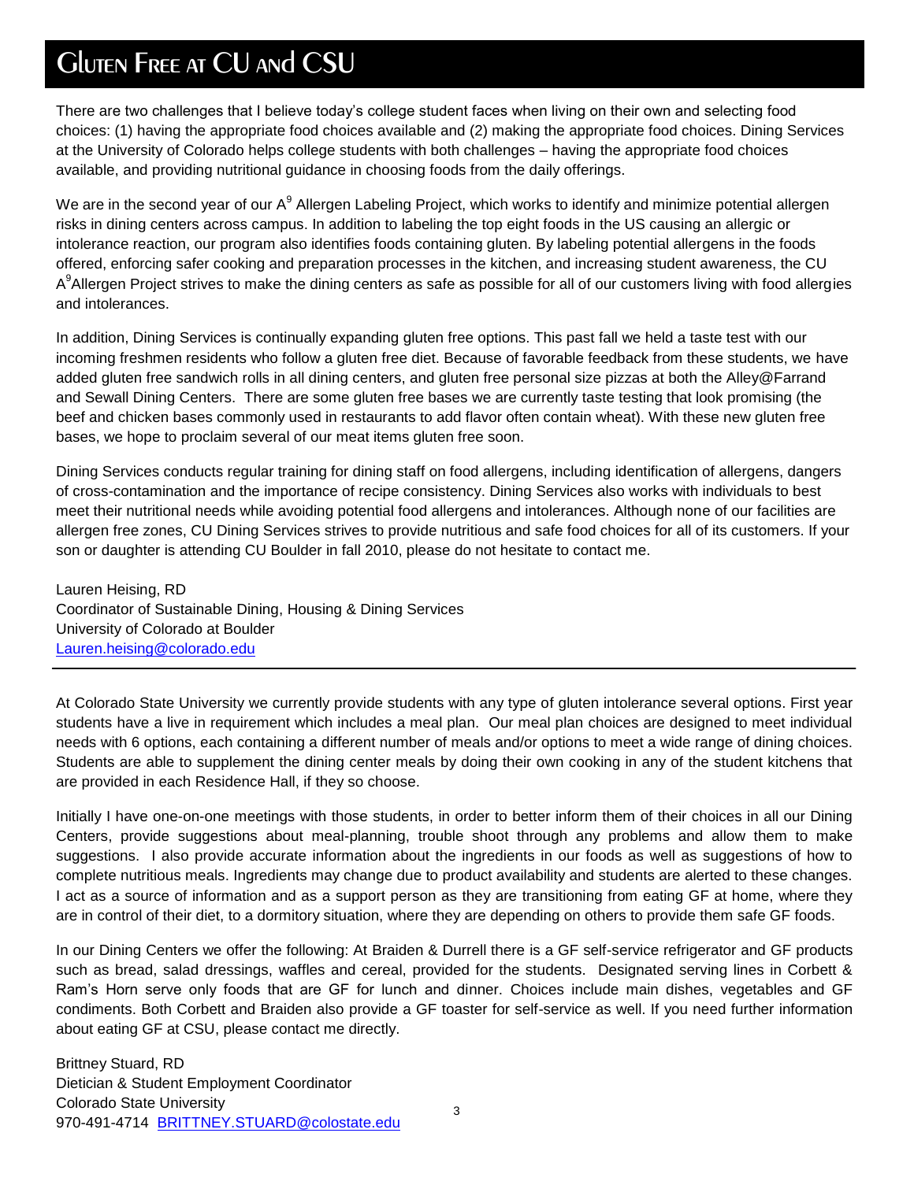# Gluten Free at CU and CSU

There are two challenges that I believe today's college student faces when living on their own and selecting food choices: (1) having the appropriate food choices available and (2) making the appropriate food choices. Dining Services at the University of Colorado helps college students with both challenges – having the appropriate food choices available, and providing nutritional guidance in choosing foods from the daily offerings.

We are in the second year of our $A^9$ Allergen Labeling Project, which works to identify and minimize potential allergen risks in dining centers across campus. In addition to labeling the top eight foods in the US causing an allergic or intolerance reaction, our program also identifies foods containing gluten. By labeling potential allergens in the foods offered, enforcing safer cooking and preparation processes in the kitchen, and increasing student awareness, the CU $A^9$Allergen Project strives to make the dining centers as safe as possible for all of our customers living with food allergies and intolerances.

In addition, Dining Services is continually expanding gluten free options. This past fall we held a taste test with our incoming freshmen residents who follow a gluten free diet. Because of favorable feedback from these students, we have added gluten free sandwich rolls in all dining centers, and gluten free personal size pizzas at both the Alley@Farrand and Sewall Dining Centers. There are some gluten free bases we are currently taste testing that look promising (the beef and chicken bases commonly used in restaurants to add flavor often contain wheat). With these new gluten free bases, we hope to proclaim several of our meat items gluten free soon.

Dining Services conducts regular training for dining staff on food allergens, including identification of allergens, dangers of cross-contamination and the importance of recipe consistency. Dining Services also works with individuals to best meet their nutritional needs while avoiding potential food allergens and intolerances. Although none of our facilities are allergen free zones, CU Dining Services strives to provide nutritious and safe food choices for all of its customers. If your son or daughter is attending CU Boulder in fall 2010, please do not hesitate to contact me.

Lauren Heising, RD
Coordinator of Sustainable Dining, Housing & Dining Services
University of Colorado at Boulder
Lauren.heising@colorado.edu

---

At Colorado State University we currently provide students with any type of gluten intolerance several options. First year students have a live in requirement which includes a meal plan. Our meal plan choices are designed to meet individual needs with 6 options, each containing a different number of meals and/or options to meet a wide range of dining choices. Students are able to supplement the dining center meals by doing their own cooking in any of the student kitchens that are provided in each Residence Hall, if they so choose.

Initially I have one-on-one meetings with those students, in order to better inform them of their choices in all our Dining Centers, provide suggestions about meal-planning, trouble shoot through any problems and allow them to make suggestions. I also provide accurate information about the ingredients in our foods as well as suggestions of how to complete nutritious meals. Ingredients may change due to product availability and students are alerted to these changes. I act as a source of information and as a support person as they are transitioning from eating GF at home, where they are in control of their diet, to a dormitory situation, where they are depending on others to provide them safe GF foods.

In our Dining Centers we offer the following: At Braiden & Durrell there is a GF self-service refrigerator and GF products such as bread, salad dressings, waffles and cereal, provided for the students. Designated serving lines in Corbett & Ram's Horn serve only foods that are GF for lunch and dinner. Choices include main dishes, vegetables and GF condiments. Both Corbett and Braiden also provide a GF toaster for self-service as well. If you need further information about eating GF at CSU, please contact me directly.

Brittney Stuard, RD
Dietician & Student Employment Coordinator
Colorado State University
970-491-4714 BRITTNEY.STUARD@colostate.edu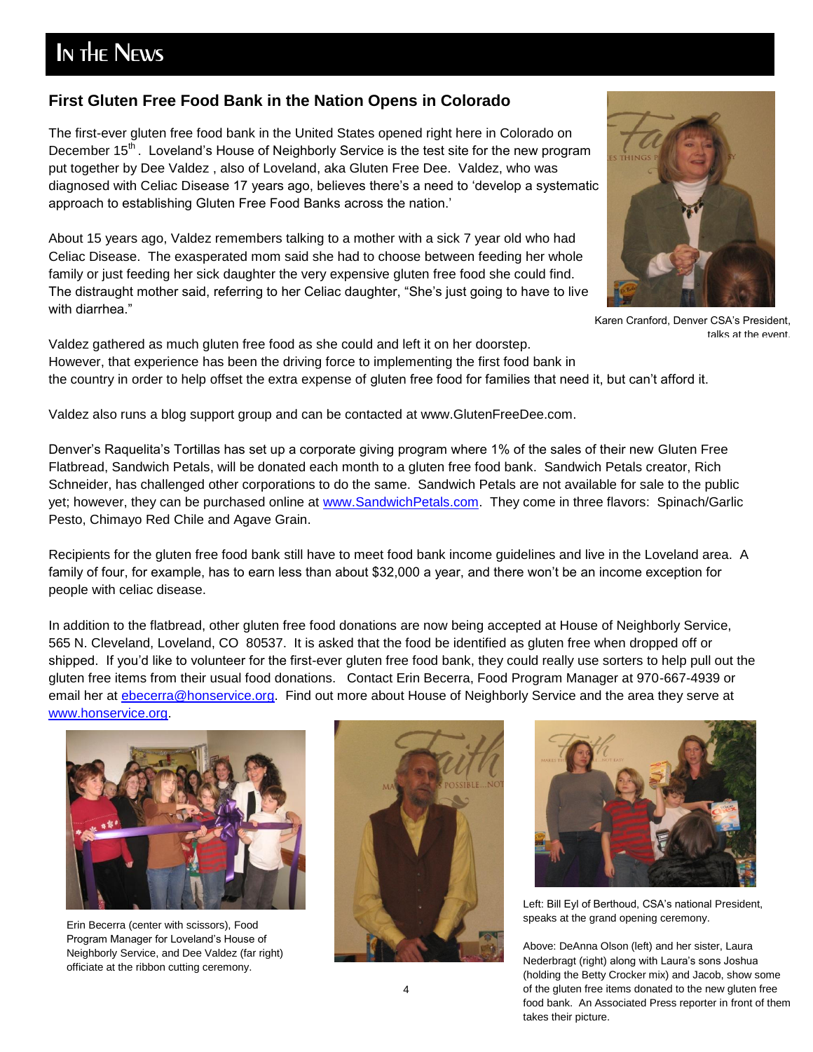# In the News

## First Gluten Free Food Bank in the Nation Opens in Colorado

The first-ever gluten free food bank in the United States opened right here in Colorado on December 15th. Loveland's House of Neighborly Service is the test site for the new program put together by Dee Valdez , also of Loveland, aka Gluten Free Dee. Valdez, who was diagnosed with Celiac Disease 17 years ago, believes there's a need to 'develop a systematic approach to establishing Gluten Free Food Banks across the nation.'

About 15 years ago, Valdez remembers talking to a mother with a sick 7 year old who had Celiac Disease. The exasperated mom said she had to choose between feeding her whole family or just feeding her sick daughter the very expensive gluten free food she could find. The distraught mother said, referring to her Celiac daughter, "She's just going to have to live with diarrhea."

Karen Cranford, Denver CSA's President, talks at the event.

Valdez gathered as much gluten free food as she could and left it on her doorstep. However, that experience has been the driving force to implementing the first food bank in the country in order to help offset the extra expense of gluten free food for families that need it, but can't afford it.

Valdez also runs a blog support group and can be contacted at www.GlutenFreeDee.com.

Denver's Raquelita's Tortillas has set up a corporate giving program where 1% of the sales of their new Gluten Free Flatbread, Sandwich Petals, will be donated each month to a gluten free food bank. Sandwich Petals creator, Rich Schneider, has challenged other corporations to do the same. Sandwich Petals are not available for sale to the public yet; however, they can be purchased online at www.SandwichPetals.com. They come in three flavors: Spinach/Garlic Pesto, Chimayo Red Chile and Agave Grain.

Recipients for the gluten free food bank still have to meet food bank income guidelines and live in the Loveland area. A family of four, for example, has to earn less than about $32,000 a year, and there won't be an income exception for people with celiac disease.

In addition to the flatbread, other gluten free food donations are now being accepted at House of Neighborly Service, 565 N. Cleveland, Loveland, CO 80537. It is asked that the food be identified as gluten free when dropped off or shipped. If you'd like to volunteer for the first-ever gluten free food bank, they could really use sorters to help pull out the gluten free items from their usual food donations. Contact Erin Becerra, Food Program Manager at 970-667-4939 or email her at ebecerra@honservice.org. Find out more about House of Neighborly Service and the area they serve at www.honservice.org.

Erin Becerra (center with scissors), Food Program Manager for Loveland's House of Neighborly Service, and Dee Valdez (far right) officiate at the ribbon cutting ceremony.

Left: Bill Eyl of Berthoud, CSA's national President, speaks at the grand opening ceremony.

Above: DeAnna Olson (left) and her sister, Laura Nederbragt (right) along with Laura's sons Joshua (holding the Betty Crocker mix) and Jacob, show some of the gluten free items donated to the new gluten free food bank. An Associated Press reporter in front of them takes their picture.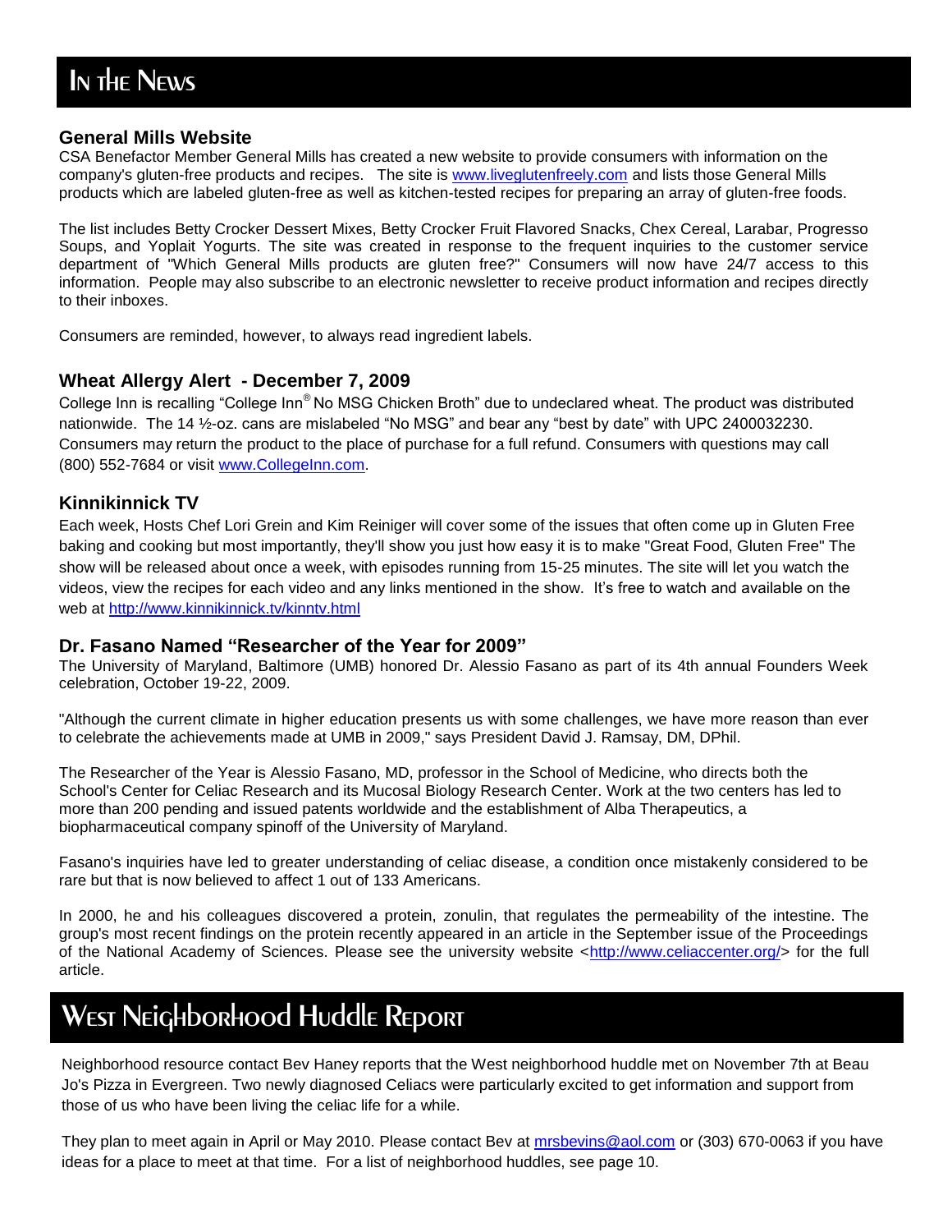# In the News

### General Mills Website

CSA Benefactor Member General Mills has created a new website to provide consumers with information on the company's gluten-free products and recipes. The site is www.liveglutenfreely.com and lists those General Mills products which are labeled gluten-free as well as kitchen-tested recipes for preparing an array of gluten-free foods.

The list includes Betty Crocker Dessert Mixes, Betty Crocker Fruit Flavored Snacks, Chex Cereal, Larabar, Progresso Soups, and Yoplait Yogurts. The site was created in response to the frequent inquiries to the customer service department of "Which General Mills products are gluten free?" Consumers will now have 24/7 access to this information. People may also subscribe to an electronic newsletter to receive product information and recipes directly to their inboxes.

Consumers are reminded, however, to always read ingredient labels.

### Wheat Allergy Alert - December 7, 2009

College Inn is recalling "College Inn® No MSG Chicken Broth" due to undeclared wheat. The product was distributed nationwide. The 14 ½-oz. cans are mislabeled "No MSG" and bear any "best by date" with UPC 2400032230. Consumers may return the product to the place of purchase for a full refund. Consumers with questions may call (800) 552-7684 or visit www.CollegeInn.com.

### Kinnikinnick TV

Each week, Hosts Chef Lori Grein and Kim Reiniger will cover some of the issues that often come up in Gluten Free baking and cooking but most importantly, they'll show you just how easy it is to make "Great Food, Gluten Free" The show will be released about once a week, with episodes running from 15-25 minutes. The site will let you watch the videos, view the recipes for each video and any links mentioned in the show. It's free to watch and available on the web at http://www.kinnikinnick.tv/kinntv.html

### Dr. Fasano Named "Researcher of the Year for 2009"

The University of Maryland, Baltimore (UMB) honored Dr. Alessio Fasano as part of its 4th annual Founders Week celebration, October 19-22, 2009.

"Although the current climate in higher education presents us with some challenges, we have more reason than ever to celebrate the achievements made at UMB in 2009," says President David J. Ramsay, DM, DPhil.

The Researcher of the Year is Alessio Fasano, MD, professor in the School of Medicine, who directs both the School's Center for Celiac Research and its Mucosal Biology Research Center. Work at the two centers has led to more than 200 pending and issued patents worldwide and the establishment of Alba Therapeutics, a biopharmaceutical company spinoff of the University of Maryland.

Fasano's inquiries have led to greater understanding of celiac disease, a condition once mistakenly considered to be rare but that is now believed to affect 1 out of 133 Americans.

In 2000, he and his colleagues discovered a protein, zonulin, that regulates the permeability of the intestine. The group's most recent findings on the protein recently appeared in an article in the September issue of the Proceedings of the National Academy of Sciences. Please see the university website <http://www.celiaccenter.org/> for the full article.

# West Neighborhood Huddle Report

Neighborhood resource contact Bev Haney reports that the West neighborhood huddle met on November 7th at Beau Jo's Pizza in Evergreen. Two newly diagnosed Celiacs were particularly excited to get information and support from those of us who have been living the celiac life for a while.

They plan to meet again in April or May 2010. Please contact Bev at mrsbevins@aol.com or (303) 670-0063 if you have ideas for a place to meet at that time. For a list of neighborhood huddles, see page 10.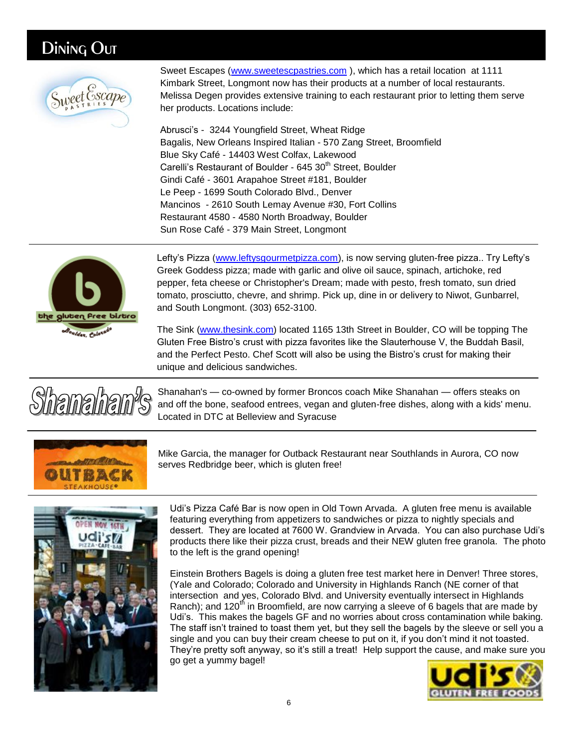# Dining Out

Sweet Escapes (www.sweetescpastries.com ), which has a retail location at 1111 Kimbark Street, Longmont now has their products at a number of local restaurants. Melissa Degen provides extensive training to each restaurant prior to letting them serve her products. Locations include:

Abrusci's - 3244 Youngfield Street, Wheat Ridge
Bagalis, New Orleans Inspired Italian - 570 Zang Street, Broomfield
Blue Sky Café - 14403 West Colfax, Lakewood
Carelli's Restaurant of Boulder - 645 30th Street, Boulder
Gindi Café - 3601 Arapahoe Street #181, Boulder
Le Peep - 1699 South Colorado Blvd., Denver
Mancinos - 2610 South Lemay Avenue #30, Fort Collins
Restaurant 4580 - 4580 North Broadway, Boulder
Sun Rose Café - 379 Main Street, Longmont

---

Lefty's Pizza (www.leftysgourmetpizza.com), is now serving gluten-free pizza.. Try Lefty's Greek Goddess pizza; made with garlic and olive oil sauce, spinach, artichoke, red pepper, feta cheese or Christopher's Dream; made with pesto, fresh tomato, sun dried tomato, prosciutto, chevre, and shrimp. Pick up, dine in or delivery to Niwot, Gunbarrel, and South Longmont. (303) 652-3100.

The Sink (www.thesink.com) located 1165 13th Street in Boulder, CO will be topping The Gluten Free Bistro's crust with pizza favorites like the Slauterhouse V, the Buddah Basil, and the Perfect Pesto. Chef Scott will also be using the Bistro's crust for making their unique and delicious sandwiches.

---

Shanahan's — co-owned by former Broncos coach Mike Shanahan — offers steaks on and off the bone, seafood entrees, vegan and gluten-free dishes, along with a kids' menu. Located in DTC at Belleview and Syracuse

---

Mike Garcia, the manager for Outback Restaurant near Southlands in Aurora, CO now serves Redbridge beer, which is gluten free!

---

Udi's Pizza Café Bar is now open in Old Town Arvada. A gluten free menu is available featuring everything from appetizers to sandwiches or pizza to nightly specials and dessert. They are located at 7600 W. Grandview in Arvada. You can also purchase Udi's products there like their pizza crust, breads and their NEW gluten free granola. The photo to the left is the grand opening!

Einstein Brothers Bagels is doing a gluten free test market here in Denver! Three stores, (Yale and Colorado; Colorado and University in Highlands Ranch (NE corner of that intersection and yes, Colorado Blvd. and University eventually intersect in Highlands Ranch); and 120th in Broomfield, are now carrying a sleeve of 6 bagels that are made by Udi's. This makes the bagels GF and no worries about cross contamination while baking. The staff isn't trained to toast them yet, but they sell the bagels by the sleeve or sell you a single and you can buy their cream cheese to put on it, if you don't mind it not toasted. They're pretty soft anyway, so it's still a treat! Help support the cause, and make sure you go get a yummy bagel!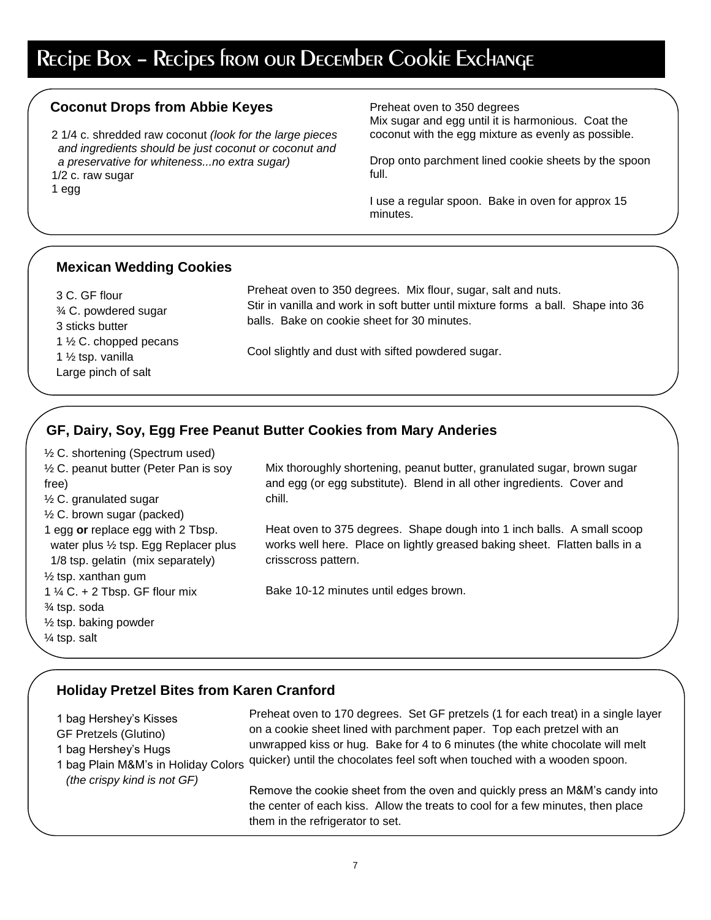# Recipe Box – Recipes from our December Cookie Exchange

## Coconut Drops from Abbie Keyes

2 1/4 c. shredded raw coconut *(look for the large pieces and ingredients should be just coconut or coconut and a preservative for whiteness...no extra sugar)*
1/2 c. raw sugar
1 egg

Preheat oven to 350 degrees
Mix sugar and egg until it is harmonious. Coat the coconut with the egg mixture as evenly as possible.

Drop onto parchment lined cookie sheets by the spoon full.

I use a regular spoon. Bake in oven for approx 15 minutes.

## Mexican Wedding Cookies

3 C. GF flour
¾ C. powdered sugar
3 sticks butter
1 ½ C. chopped pecans
1 ½ tsp. vanilla
Large pinch of salt

Preheat oven to 350 degrees. Mix flour, sugar, salt and nuts. Stir in vanilla and work in soft butter until mixture forms a ball. Shape into 36 balls. Bake on cookie sheet for 30 minutes.

Cool slightly and dust with sifted powdered sugar.

## GF, Dairy, Soy, Egg Free Peanut Butter Cookies from Mary Anderies

½ C. shortening (Spectrum used)
½ C. peanut butter (Peter Pan is soy free)
½ C. granulated sugar
½ C. brown sugar (packed)
1 egg **or** replace egg with 2 Tbsp. water plus ½ tsp. Egg Replacer plus 1/8 tsp. gelatin (mix separately)
½ tsp. xanthan gum
1 ¼ C. + 2 Tbsp. GF flour mix
¾ tsp. soda
½ tsp. baking powder
¼ tsp. salt

Mix thoroughly shortening, peanut butter, granulated sugar, brown sugar and egg (or egg substitute). Blend in all other ingredients. Cover and chill.

Heat oven to 375 degrees. Shape dough into 1 inch balls. A small scoop works well here. Place on lightly greased baking sheet. Flatten balls in a crisscross pattern.

Bake 10-12 minutes until edges brown.

## Holiday Pretzel Bites from Karen Cranford

1 bag Hershey's Kisses
GF Pretzels (Glutino)
1 bag Hershey's Hugs
1 bag Plain M&M's in Holiday Colors *(the crispy kind is not GF)*

Preheat oven to 170 degrees. Set GF pretzels (1 for each treat) in a single layer on a cookie sheet lined with parchment paper. Top each pretzel with an unwrapped kiss or hug. Bake for 4 to 6 minutes (the white chocolate will melt quicker) until the chocolates feel soft when touched with a wooden spoon.

Remove the cookie sheet from the oven and quickly press an M&M's candy into the center of each kiss. Allow the treats to cool for a few minutes, then place them in the refrigerator to set.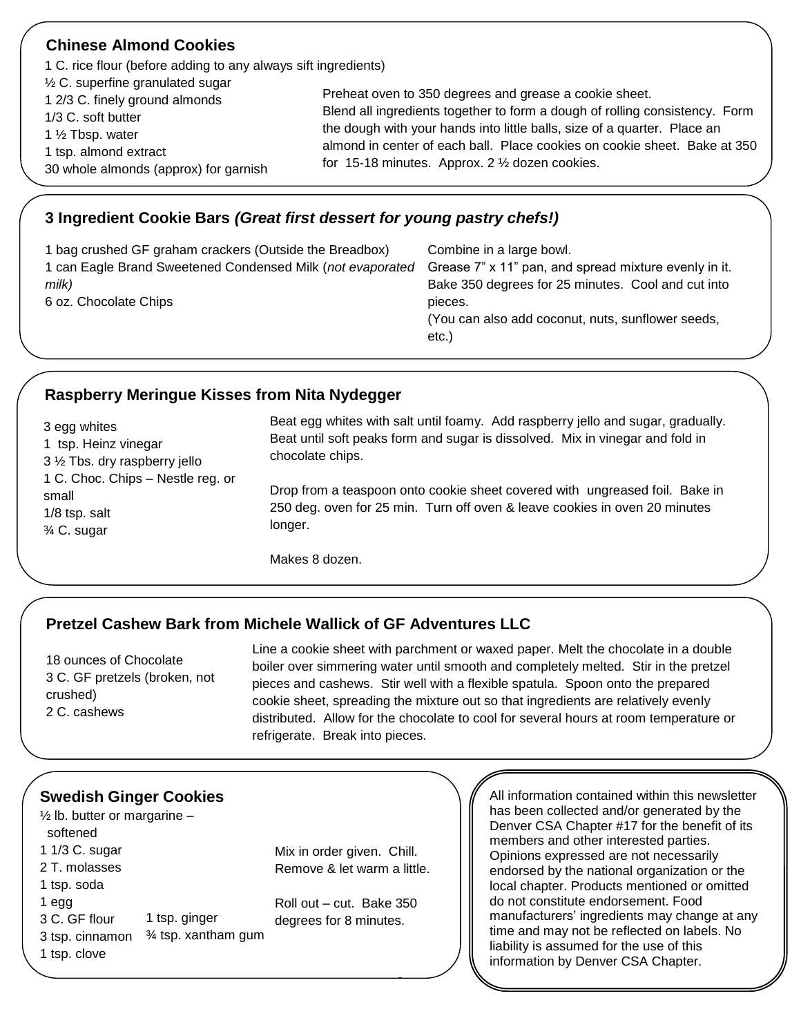## Chinese Almond Cookies

1 C. rice flour (before adding to any always sift ingredients)
½ C. superfine granulated sugar
1 2/3 C. finely ground almonds
1/3 C. soft butter
1 ½ Tbsp. water
1 tsp. almond extract
30 whole almonds (approx) for garnish

Preheat oven to 350 degrees and grease a cookie sheet.
Blend all ingredients together to form a dough of rolling consistency. Form the dough with your hands into little balls, size of a quarter. Place an almond in center of each ball. Place cookies on cookie sheet. Bake at 350 for 15-18 minutes. Approx. 2 ½ dozen cookies.

## 3 Ingredient Cookie Bars *(Great first dessert for young pastry chefs!)*

1 bag crushed GF graham crackers (Outside the Breadbox)
1 can Eagle Brand Sweetened Condensed Milk (*not evaporated milk)*
6 oz. Chocolate Chips

Combine in a large bowl.
Grease 7" x 11" pan, and spread mixture evenly in it. Bake 350 degrees for 25 minutes. Cool and cut into pieces.
(You can also add coconut, nuts, sunflower seeds, etc.)

## Raspberry Meringue Kisses from Nita Nydegger

3 egg whites
1 tsp. Heinz vinegar
3 ½ Tbs. dry raspberry jello
1 C. Choc. Chips – Nestle reg. or small
1/8 tsp. salt
¾ C. sugar

Beat egg whites with salt until foamy. Add raspberry jello and sugar, gradually. Beat until soft peaks form and sugar is dissolved. Mix in vinegar and fold in chocolate chips.

Drop from a teaspoon onto cookie sheet covered with ungreased foil. Bake in 250 deg. oven for 25 min. Turn off oven & leave cookies in oven 20 minutes longer.

Makes 8 dozen.

## Pretzel Cashew Bark from Michele Wallick of GF Adventures LLC

18 ounces of Chocolate
3 C. GF pretzels (broken, not crushed)
2 C. cashews

Line a cookie sheet with parchment or waxed paper. Melt the chocolate in a double boiler over simmering water until smooth and completely melted. Stir in the pretzel pieces and cashews. Stir well with a flexible spatula. Spoon onto the prepared cookie sheet, spreading the mixture out so that ingredients are relatively evenly distributed. Allow for the chocolate to cool for several hours at room temperature or refrigerate. Break into pieces.

## Swedish Ginger Cookies

½ lb. butter or margarine – softened
1 1/3 C. sugar
2 T. molasses
1 tsp. soda
1 egg
3 C. GF flour
3 tsp. cinnamon
1 tsp. clove
1 tsp. ginger
¾ tsp. xantham gum

Mix in order given. Chill. Remove & let warm a little.

Roll out – cut. Bake 350 degrees for 8 minutes.

All information contained within this newsletter has been collected and/or generated by the Denver CSA Chapter #17 for the benefit of its members and other interested parties. Opinions expressed are not necessarily endorsed by the national organization or the local chapter. Products mentioned or omitted do not constitute endorsement. Food manufacturers' ingredients may change at any time and may not be reflected on labels. No liability is assumed for the use of this information by Denver CSA Chapter.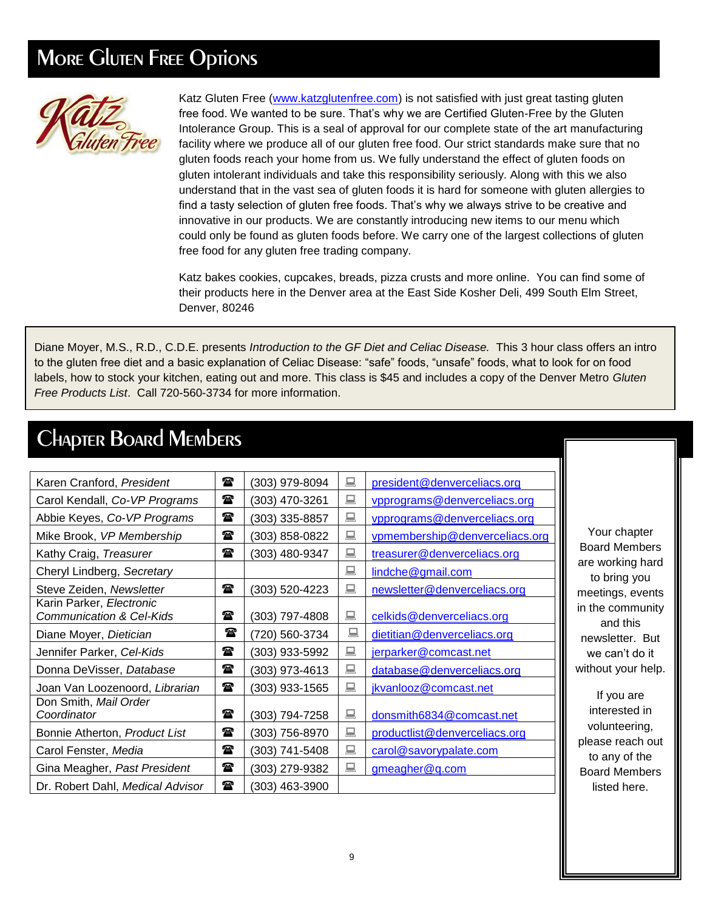## More Gluten Free Options

Katz Gluten Free (www.katzglutenfree.com) is not satisfied with just great tasting gluten free food. We wanted to be sure. That's why we are Certified Gluten-Free by the Gluten Intolerance Group. This is a seal of approval for our complete state of the art manufacturing facility where we produce all of our gluten free food. Our strict standards make sure that no gluten foods reach your home from us. We fully understand the effect of gluten foods on gluten intolerant individuals and take this responsibility seriously. Along with this we also understand that in the vast sea of gluten foods it is hard for someone with gluten allergies to find a tasty selection of gluten free foods. That's why we always strive to be creative and innovative in our products. We are constantly introducing new items to our menu which could only be found as gluten foods before. We carry one of the largest collections of gluten free food for any gluten free trading company.

Katz bakes cookies, cupcakes, breads, pizza crusts and more online. You can find some of their products here in the Denver area at the East Side Kosher Deli, 499 South Elm Street, Denver, 80246

Diane Moyer, M.S., R.D., C.D.E. presents *Introduction to the GF Diet and Celiac Disease.* This 3 hour class offers an intro to the gluten free diet and a basic explanation of Celiac Disease: "safe" foods, "unsafe" foods, what to look for on food labels, how to stock your kitchen, eating out and more. This class is $45 and includes a copy of the Denver Metro *Gluten Free Products List*. Call 720-560-3734 for more information.

## Chapter Board Members

| Name | ☎ | Phone | 💻 | Email |
|---|---|---|---|---|
| Karen Cranford, *President* | ☎ | (303) 979-8094 | 💻 | president@denverceliacs.org |
| Carol Kendall, *Co-VP Programs* | ☎ | (303) 470-3261 | 💻 | vpprograms@denverceliacs.org |
| Abbie Keyes, *Co-VP Programs* | ☎ | (303) 335-8857 | 💻 | vpprograms@denverceliacs.org |
| Mike Brook, *VP Membership* | ☎ | (303) 858-0822 | 💻 | vpmembership@denverceliacs.org |
| Kathy Craig, *Treasurer* | ☎ | (303) 480-9347 | 💻 | treasurer@denverceliacs.org |
| Cheryl Lindberg, *Secretary* | | | 💻 | lindche@gmail.com |
| Steve Zeiden, *Newsletter* | ☎ | (303) 520-4223 | 💻 | newsletter@denverceliacs.org |
| Karin Parker, *Electronic Communication & Cel-Kids* | ☎ | (303) 797-4808 | 💻 | celkids@denverceliacs.org |
| Diane Moyer, *Dietician* | ☎ | (720) 560-3734 | 💻 | dietitian@denverceliacs.org |
| Jennifer Parker, *Cel-Kids* | ☎ | (303) 933-5992 | 💻 | jerparker@comcast.net |
| Donna DeVisser, *Database* | ☎ | (303) 973-4613 | 💻 | database@denverceliacs.org |
| Joan Van Loozenoord, *Librarian* | ☎ | (303) 933-1565 | 💻 | jkvanlooz@comcast.net |
| Don Smith, *Mail Order Coordinator* | ☎ | (303) 794-7258 | 💻 | donsmith6834@comcast.net |
| Bonnie Atherton, *Product List* | ☎ | (303) 756-8970 | 💻 | productlist@denverceliacs.org |
| Carol Fenster, *Media* | ☎ | (303) 741-5408 | 💻 | carol@savorypalate.com |
| Gina Meagher, *Past President* | ☎ | (303) 279-9382 | 💻 | gmeagher@q.com |
| Dr. Robert Dahl, *Medical Advisor* | ☎ | (303) 463-3900 | | |

Your chapter Board Members are working hard to bring you meetings, events in the community and this newsletter. But we can't do it without your help.

If you are interested in volunteering, please reach out to any of the Board Members listed here.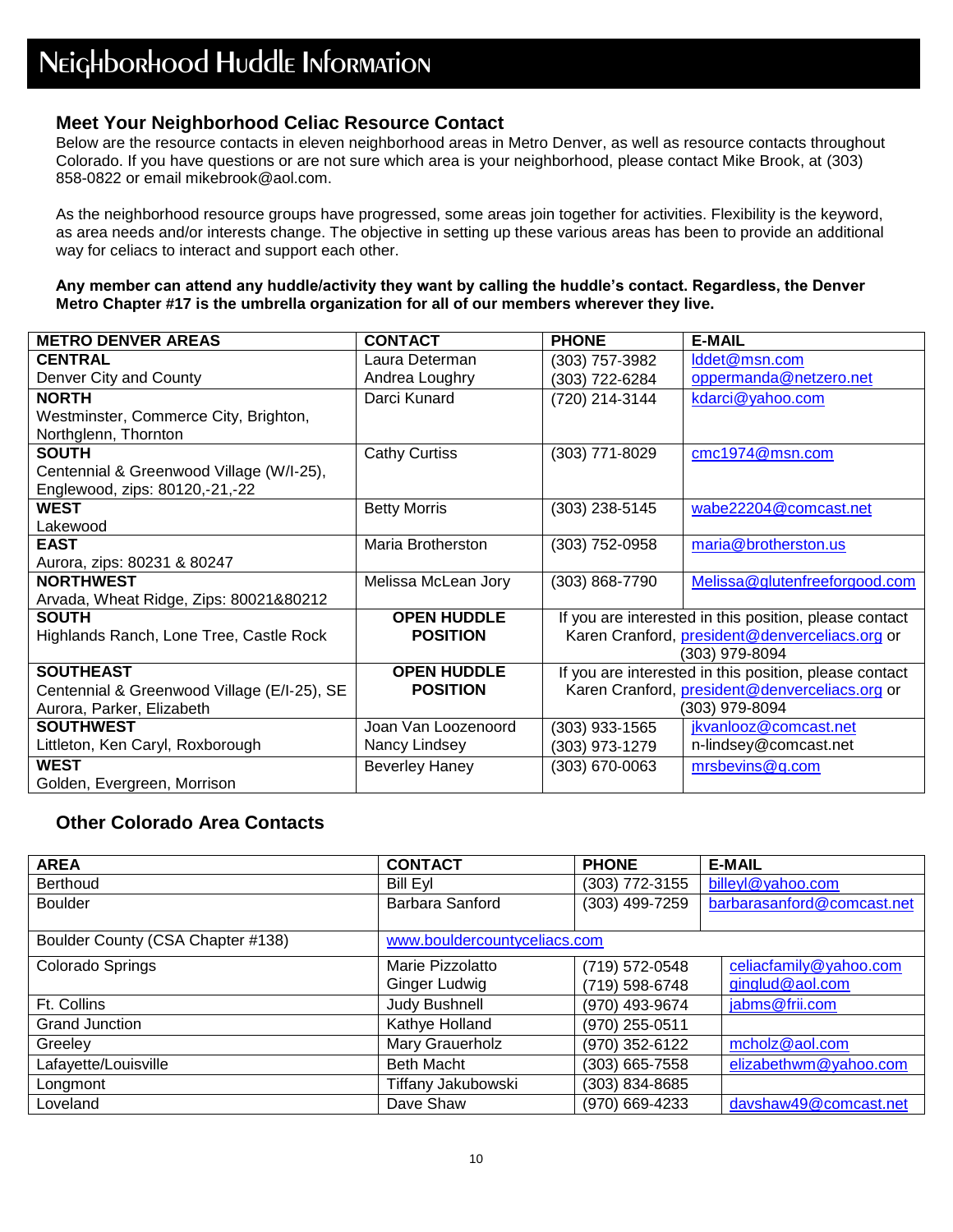# Neighborhood Huddle Information

## Meet Your Neighborhood Celiac Resource Contact

Below are the resource contacts in eleven neighborhood areas in Metro Denver, as well as resource contacts throughout Colorado. If you have questions or are not sure which area is your neighborhood, please contact Mike Brook, at (303) 858-0822 or email mikebrook@aol.com.

As the neighborhood resource groups have progressed, some areas join together for activities. Flexibility is the keyword, as area needs and/or interests change. The objective in setting up these various areas has been to provide an additional way for celiacs to interact and support each other.

**Any member can attend any huddle/activity they want by calling the huddle's contact. Regardless, the Denver Metro Chapter #17 is the umbrella organization for all of our members wherever they live.**

| METRO DENVER AREAS | CONTACT | PHONE | E-MAIL |
|---|---|---|---|
| **CENTRAL**<br>Denver City and County | Laura Determan<br>Andrea Loughry | (303) 757-3982<br>(303) 722-6284 | lddet@msn.com<br>oppermanda@netzero.net |
| **NORTH**<br>Westminster, Commerce City, Brighton, Northglenn, Thornton | Darci Kunard | (720) 214-3144 | kdarci@yahoo.com |
| **SOUTH**<br>Centennial & Greenwood Village (W/I-25), Englewood, zips: 80120,-21,-22 | Cathy Curtiss | (303) 771-8029 | cmc1974@msn.com |
| **WEST**<br>Lakewood | Betty Morris | (303) 238-5145 | wabe22204@comcast.net |
| **EAST**<br>Aurora, zips: 80231 & 80247 | Maria Brotherston | (303) 752-0958 | maria@brotherston.us |
| **NORTHWEST**<br>Arvada, Wheat Ridge, Zips: 80021&80212 | Melissa McLean Jory | (303) 868-7790 | Melissa@glutenfreeforgood.com |
| **SOUTH**<br>Highlands Ranch, Lone Tree, Castle Rock | **OPEN HUDDLE POSITION** | If you are interested in this position, please contact Karen Cranford, president@denverceliacs.org or (303) 979-8094 | |
| **SOUTHEAST**<br>Centennial & Greenwood Village (E/I-25), SE Aurora, Parker, Elizabeth | **OPEN HUDDLE POSITION** | If you are interested in this position, please contact Karen Cranford, president@denverceliacs.org or (303) 979-8094 | |
| **SOUTHWEST**<br>Littleton, Ken Caryl, Roxborough | Joan Van Loozenoord<br>Nancy Lindsey | (303) 933-1565<br>(303) 973-1279 | jkvanlooz@comcast.net<br>n-lindsey@comcast.net |
| **WEST**<br>Golden, Evergreen, Morrison | Beverley Haney | (303) 670-0063 | mrsbevins@q.com |

## Other Colorado Area Contacts

| AREA | CONTACT | PHONE | E-MAIL |
|---|---|---|---|
| Berthoud | Bill Eyl | (303) 772-3155 | billeyl@yahoo.com |
| Boulder | Barbara Sanford | (303) 499-7259 | barbarasanford@comcast.net |
| Boulder County (CSA Chapter #138) | www.bouldercountyceliacs.com | | |
| Colorado Springs | Marie Pizzolatto<br>Ginger Ludwig | (719) 572-0548<br>(719) 598-6748 | celiacfamily@yahoo.com<br>ginglud@aol.com |
| Ft. Collins | Judy Bushnell | (970) 493-9674 | jabms@frii.com |
| Grand Junction | Kathye Holland | (970) 255-0511 | |
| Greeley | Mary Grauerholz | (970) 352-6122 | mcholz@aol.com |
| Lafayette/Louisville | Beth Macht | (303) 665-7558 | elizabethwm@yahoo.com |
| Longmont | Tiffany Jakubowski | (303) 834-8685 | |
| Loveland | Dave Shaw | (970) 669-4233 | davshaw49@comcast.net |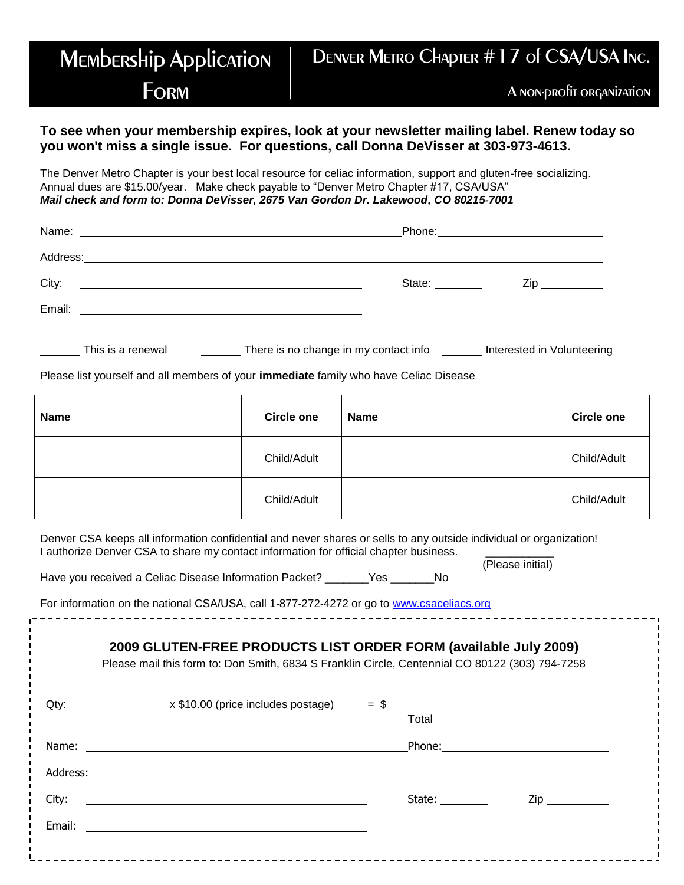# Membership Application Form

## Denver Metro Chapter # 17 of CSA/USA Inc.

A non-profit organization

**To see when your membership expires, look at your newsletter mailing label. Renew today so you won't miss a single issue. For questions, call Donna DeVisser at 303-973-4613.**

The Denver Metro Chapter is your best local resource for celiac information, support and gluten-free socializing. Annual dues are $15.00/year. Make check payable to "Denver Metro Chapter #17, CSA/USA"
***Mail check and form to: Donna DeVisser, 2675 Van Gordon Dr. Lakewood, CO 80215-7001***

Name: ______________________________ Phone: ______________________

Address: ______________________________________________________

City: ______________________________ State: ________ Zip __________

Email: ______________________________

______ This is a renewal ______ There is no change in my contact info ______ Interested in Volunteering

Please list yourself and all members of your **immediate** family who have Celiac Disease

| Name | Circle one | Name | Circle one |
|---|---|---|---|
| | Child/Adult | | Child/Adult |
| | Child/Adult | | Child/Adult |

Denver CSA keeps all information confidential and never shares or sells to any outside individual or organization!
I authorize Denver CSA to share my contact information for official chapter business. ___________ (Please initial)

Have you received a Celiac Disease Information Packet? _______Yes _______No

For information on the national CSA/USA, call 1-877-272-4272 or go to www.csaceliacs.org

---

## 2009 GLUTEN-FREE PRODUCTS LIST ORDER FORM (available July 2009)

Please mail this form to: Don Smith, 6834 S Franklin Circle, Centennial CO 80122 (303) 794-7258

Qty: _______________ x $10.00 (price includes postage) = $_______________ Total

Name: ______________________________ Phone: ______________________

Address: ______________________________________________________

City: ______________________________ State: ________ Zip __________

Email: ______________________________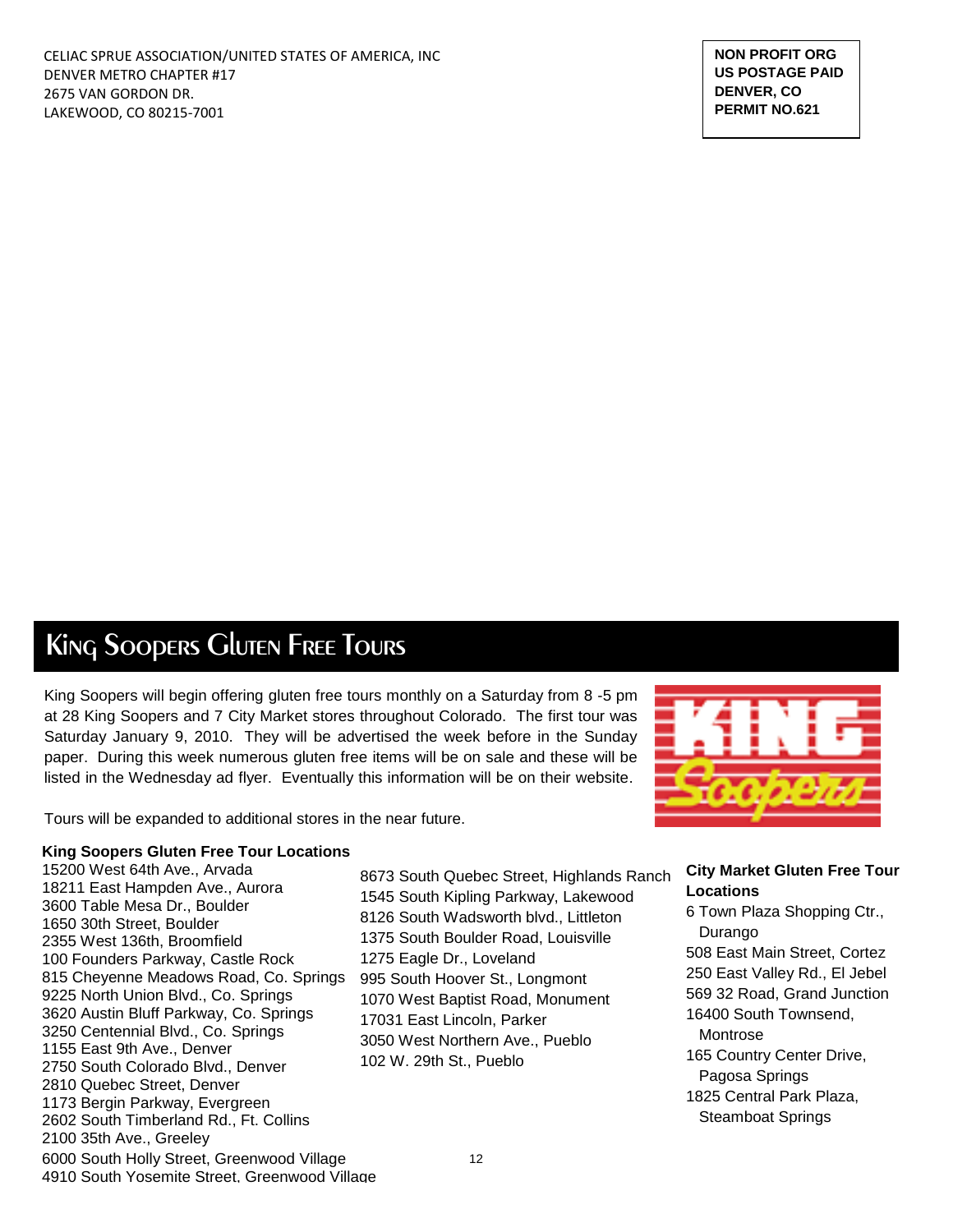CELIAC SPRUE ASSOCIATION/UNITED STATES OF AMERICA, INC
DENVER METRO CHAPTER #17
2675 VAN GORDON DR.
LAKEWOOD, CO 80215-7001

**NON PROFIT ORG**
**US POSTAGE PAID**
**DENVER, CO**
**PERMIT NO.621**

## King Soopers Gluten Free Tours

King Soopers will begin offering gluten free tours monthly on a Saturday from 8 -5 pm at 28 King Soopers and 7 City Market stores throughout Colorado. The first tour was Saturday January 9, 2010. They will be advertised the week before in the Sunday paper. During this week numerous gluten free items will be on sale and these will be listed in the Wednesday ad flyer. Eventually this information will be on their website.

Tours will be expanded to additional stores in the near future.

**King Soopers Gluten Free Tour Locations**

15200 West 64th Ave., Arvada
18211 East Hampden Ave., Aurora
3600 Table Mesa Dr., Boulder
1650 30th Street, Boulder
2355 West 136th, Broomfield
100 Founders Parkway, Castle Rock
815 Cheyenne Meadows Road, Co. Springs
9225 North Union Blvd., Co. Springs
3620 Austin Bluff Parkway, Co. Springs
3250 Centennial Blvd., Co. Springs
1155 East 9th Ave., Denver
2750 South Colorado Blvd., Denver
2810 Quebec Street, Denver
1173 Bergin Parkway, Evergreen
2602 South Timberland Rd., Ft. Collins
2100 35th Ave., Greeley
6000 South Holly Street, Greenwood Village
4910 South Yosemite Street, Greenwood Village
8673 South Quebec Street, Highlands Ranch
1545 South Kipling Parkway, Lakewood
8126 South Wadsworth blvd., Littleton
1375 South Boulder Road, Louisville
1275 Eagle Dr., Loveland
995 South Hoover St., Longmont
1070 West Baptist Road, Monument
17031 East Lincoln, Parker
3050 West Northern Ave., Pueblo
102 W. 29th St., Pueblo

**City Market Gluten Free Tour Locations**

6 Town Plaza Shopping Ctr., Durango
508 East Main Street, Cortez
250 East Valley Rd., El Jebel
569 32 Road, Grand Junction
16400 South Townsend, Montrose
165 Country Center Drive, Pagosa Springs
1825 Central Park Plaza, Steamboat Springs